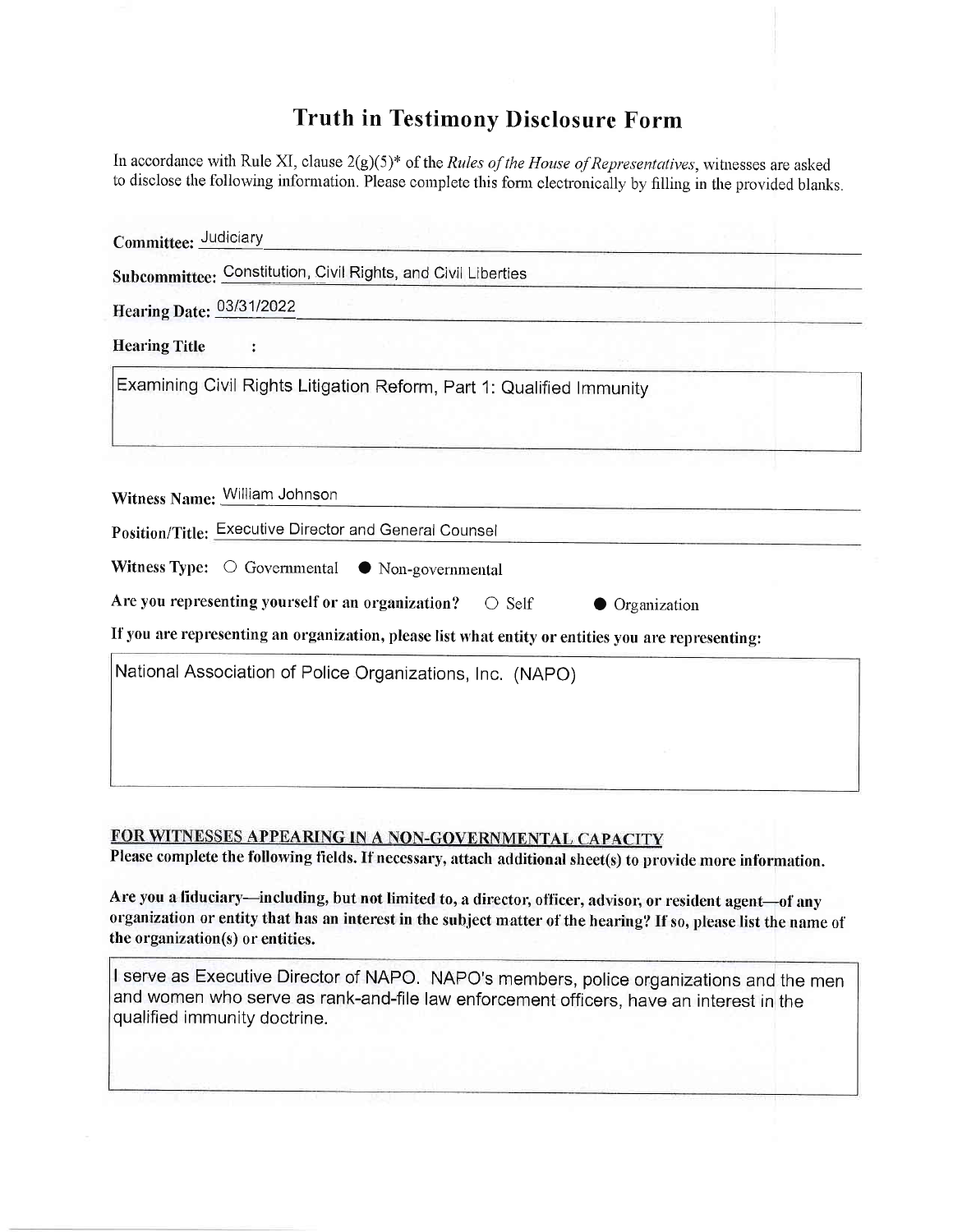# Truth in Testimony Disclosure Form

In accordance with Rule XI, clause 2(g)(5)* of the *Rules of the House of Representatives*, witnesses are asked to disclose the following information. Please complete this form electronically by filling in the provided blanks.

**Committee:** Judiciary

**Subcommittee:** Constitution, Civil Rights, and Civil Liberties

**Hearing Date:** 03/31/2022

**Hearing Title** :

Examining Civil Rights Litigation Reform, Part 1: Qualified Immunity

**Witness Name:** William Johnson

**Position/Title:** Executive Director and General Counsel

**Witness Type:** ○ Governmental ● Non-governmental

**Are you representing yourself or an organization?** ○ Self ● Organization

**If you are representing an organization, please list what entity or entities you are representing:**

National Association of Police Organizations, Inc. (NAPO)

## FOR WITNESSES APPEARING IN A NON-GOVERNMENTAL CAPACITY

**Please complete the following fields. If necessary, attach additional sheet(s) to provide more information.**

**Are you a fiduciary—including, but not limited to, a director, officer, advisor, or resident agent—of any organization or entity that has an interest in the subject matter of the hearing? If so, please list the name of the organization(s) or entities.**

I serve as Executive Director of NAPO. NAPO's members, police organizations and the men and women who serve as rank-and-file law enforcement officers, have an interest in the qualified immunity doctrine.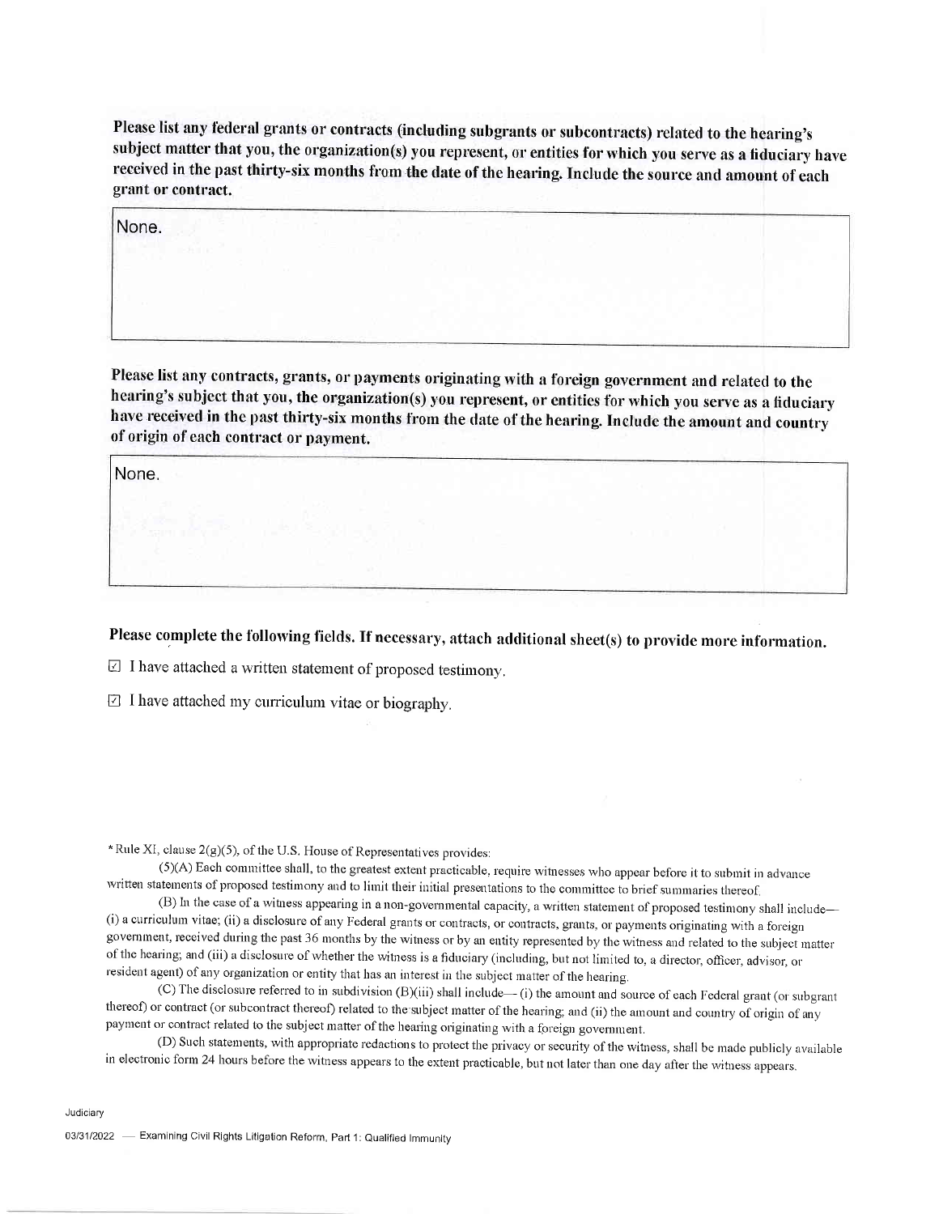**Please list any federal grants or contracts (including subgrants or subcontracts) related to the hearing's subject matter that you, the organization(s) you represent, or entities for which you serve as a fiduciary have received in the past thirty-six months from the date of the hearing. Include the source and amount of each grant or contract.**

None.

**Please list any contracts, grants, or payments originating with a foreign government and related to the hearing's subject that you, the organization(s) you represent, or entities for which you serve as a fiduciary have received in the past thirty-six months from the date of the hearing. Include the amount and country of origin of each contract or payment.**

None.

**Please complete the following fields. If necessary, attach additional sheet(s) to provide more information.**

☑ I have attached a written statement of proposed testimony.

☑ I have attached my curriculum vitae or biography.

* Rule XI, clause 2(g)(5), of the U.S. House of Representatives provides:

(5)(A) Each committee shall, to the greatest extent practicable, require witnesses who appear before it to submit in advance written statements of proposed testimony and to limit their initial presentations to the committee to brief summaries thereof.

(B) In the case of a witness appearing in a non-governmental capacity, a written statement of proposed testimony shall include— (i) a curriculum vitae; (ii) a disclosure of any Federal grants or contracts, or contracts, grants, or payments originating with a foreign government, received during the past 36 months by the witness or by an entity represented by the witness and related to the subject matter of the hearing; and (iii) a disclosure of whether the witness is a fiduciary (including, but not limited to, a director, officer, advisor, or resident agent) of any organization or entity that has an interest in the subject matter of the hearing.

(C) The disclosure referred to in subdivision (B)(iii) shall include— (i) the amount and source of each Federal grant (or subgrant thereof) or contract (or subcontract thereof) related to the subject matter of the hearing; and (ii) the amount and country of origin of any payment or contract related to the subject matter of the hearing originating with a foreign government.

(D) Such statements, with appropriate redactions to protect the privacy or security of the witness, shall be made publicly available in electronic form 24 hours before the witness appears to the extent practicable, but not later than one day after the witness appears.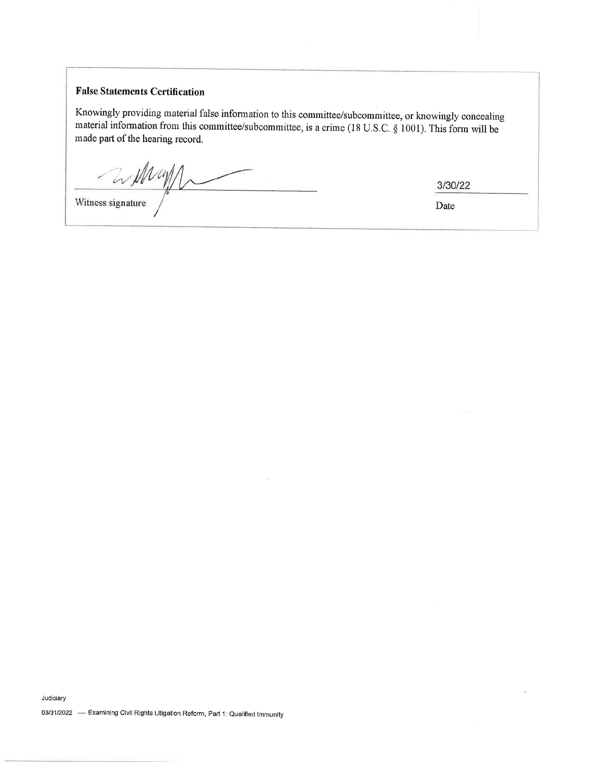**False Statements Certification**

Knowingly providing material false information to this committee/subcommittee, or knowingly concealing material information from this committee/subcommittee, is a crime (18 U.S.C. § 1001). This form will be made part of the hearing record.

Witness signature

3/30/22

Date